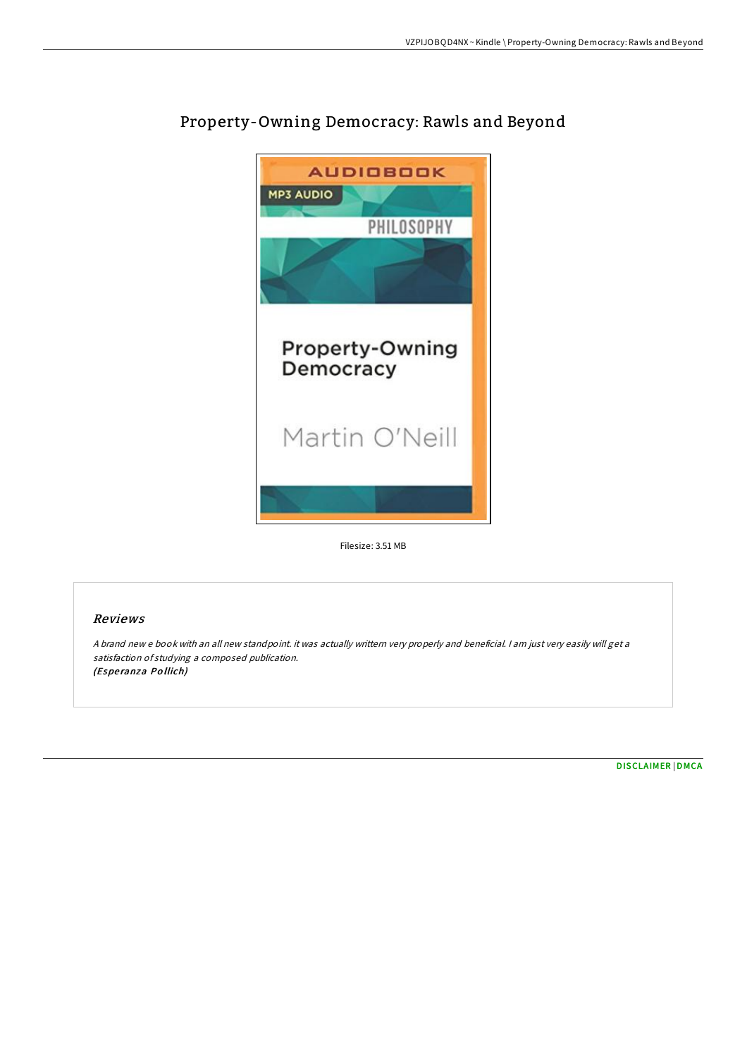# Property-Owning Democracy: Rawls and Beyond

Filesize: 3.51 MB

## Reviews

*A brand new e book with an all new standpoint. it was actually writtern very properly and beneficial. I am just very easily will get a satisfaction of studying a composed publication.*
***(Esperanza Pollich)***

DISCLAIMER | DMCA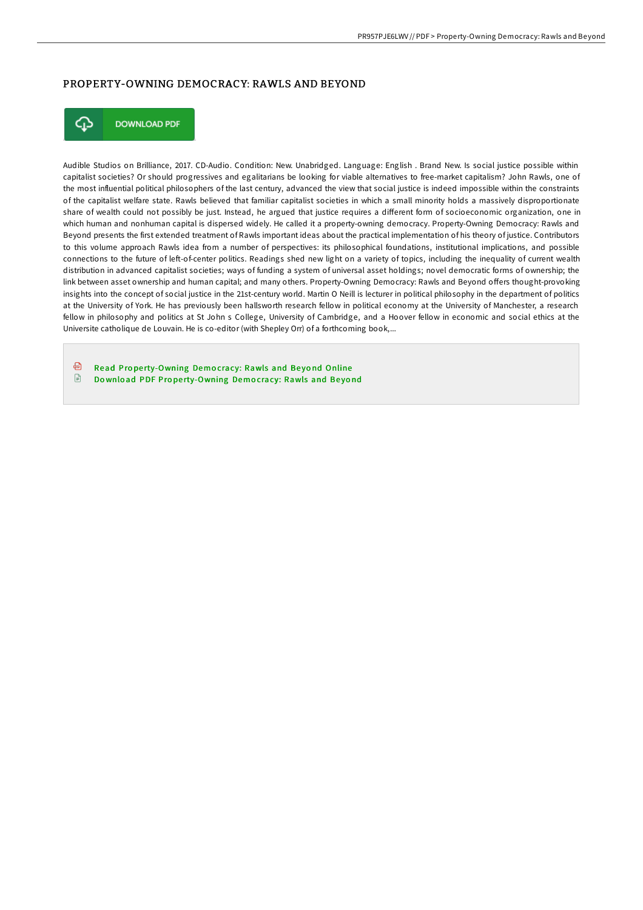# PROPERTY-OWNING DEMOCRACY: RAWLS AND BEYOND

DOWNLOAD PDF

Audible Studios on Brilliance, 2017. CD-Audio. Condition: New. Unabridged. Language: English . Brand New. Is social justice possible within capitalist societies? Or should progressives and egalitarians be looking for viable alternatives to free-market capitalism? John Rawls, one of the most influential political philosophers of the last century, advanced the view that social justice is indeed impossible within the constraints of the capitalist welfare state. Rawls believed that familiar capitalist societies in which a small minority holds a massively disproportionate share of wealth could not possibly be just. Instead, he argued that justice requires a different form of socioeconomic organization, one in which human and nonhuman capital is dispersed widely. He called it a property-owning democracy. Property-Owning Democracy: Rawls and Beyond presents the first extended treatment of Rawls important ideas about the practical implementation of his theory of justice. Contributors to this volume approach Rawls idea from a number of perspectives: its philosophical foundations, institutional implications, and possible connections to the future of left-of-center politics. Readings shed new light on a variety of topics, including the inequality of current wealth distribution in advanced capitalist societies; ways of funding a system of universal asset holdings; novel democratic forms of ownership; the link between asset ownership and human capital; and many others. Property-Owning Democracy: Rawls and Beyond offers thought-provoking insights into the concept of social justice in the 21st-century world. Martin O Neill is lecturer in political philosophy in the department of politics at the University of York. He has previously been hallsworth research fellow in political economy at the University of Manchester, a research fellow in philosophy and politics at St John s College, University of Cambridge, and a Hoover fellow in economic and social ethics at the Universite catholique de Louvain. He is co-editor (with Shepley Orr) of a forthcoming book,...

Read Property-Owning Democracy: Rawls and Beyond Online

Download PDF Property-Owning Democracy: Rawls and Beyond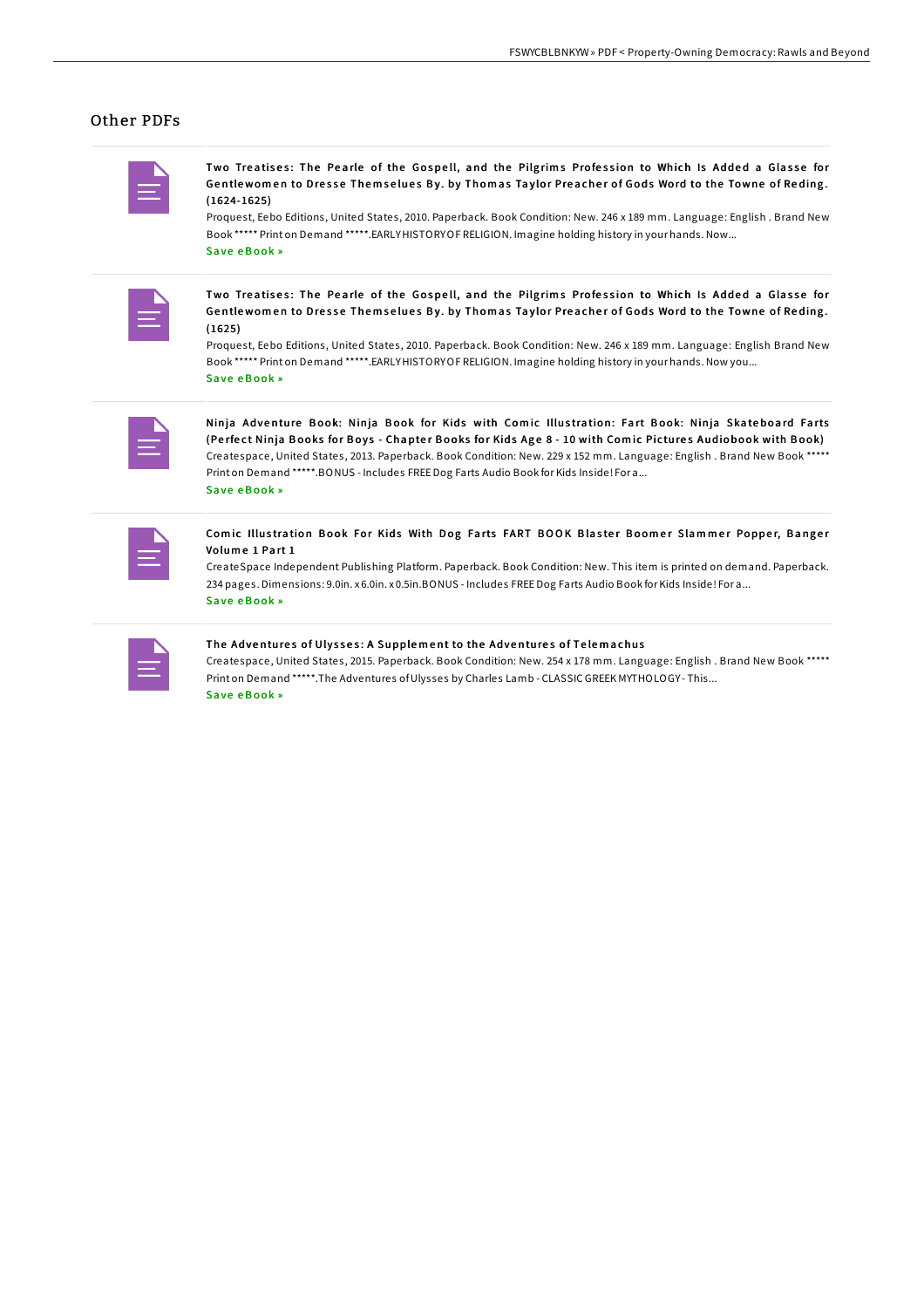## Other PDFs

**Two Treatises: The Pearle of the Gospell, and the Pilgrims Profession to Which Is Added a Glasse for Gentlewomen to Dresse Themselues By. by Thomas Taylor Preacher of Gods Word to the Towne of Reding. (1624-1625)**

Proquest, Eebo Editions, United States, 2010. Paperback. Book Condition: New. 246 x 189 mm. Language: English . Brand New Book ***** Print on Demand *****.EARLY HISTORY OF RELIGION. Imagine holding history in your hands. Now...

Save eBook »

**Two Treatises: The Pearle of the Gospell, and the Pilgrims Profession to Which Is Added a Glasse for Gentlewomen to Dresse Themselues By. by Thomas Taylor Preacher of Gods Word to the Towne of Reding. (1625)**

Proquest, Eebo Editions, United States, 2010. Paperback. Book Condition: New. 246 x 189 mm. Language: English Brand New Book ***** Print on Demand *****.EARLY HISTORY OF RELIGION. Imagine holding history in your hands. Now you...

Save eBook »

**Ninja Adventure Book: Ninja Book for Kids with Comic Illustration: Fart Book: Ninja Skateboard Farts (Perfect Ninja Books for Boys - Chapter Books for Kids Age 8 - 10 with Comic Pictures Audiobook with Book)**

Createspace, United States, 2013. Paperback. Book Condition: New. 229 x 152 mm. Language: English . Brand New Book ***** Print on Demand *****.BONUS - Includes FREE Dog Farts Audio Book for Kids Inside! For a...

Save eBook »

**Comic Illustration Book For Kids With Dog Farts FART BOOK Blaster Boomer Slammer Popper, Banger Volume 1 Part 1**

CreateSpace Independent Publishing Platform. Paperback. Book Condition: New. This item is printed on demand. Paperback. 234 pages. Dimensions: 9.0in. x 6.0in. x 0.5in.BONUS - Includes FREE Dog Farts Audio Book for Kids Inside! For a...

Save eBook »

**The Adventures of Ulysses: A Supplement to the Adventures of Telemachus**

Createspace, United States, 2015. Paperback. Book Condition: New. 254 x 178 mm. Language: English . Brand New Book ***** Print on Demand *****.The Adventures of Ulysses by Charles Lamb - CLASSIC GREEK MYTHOLOGY - This...

Save eBook »